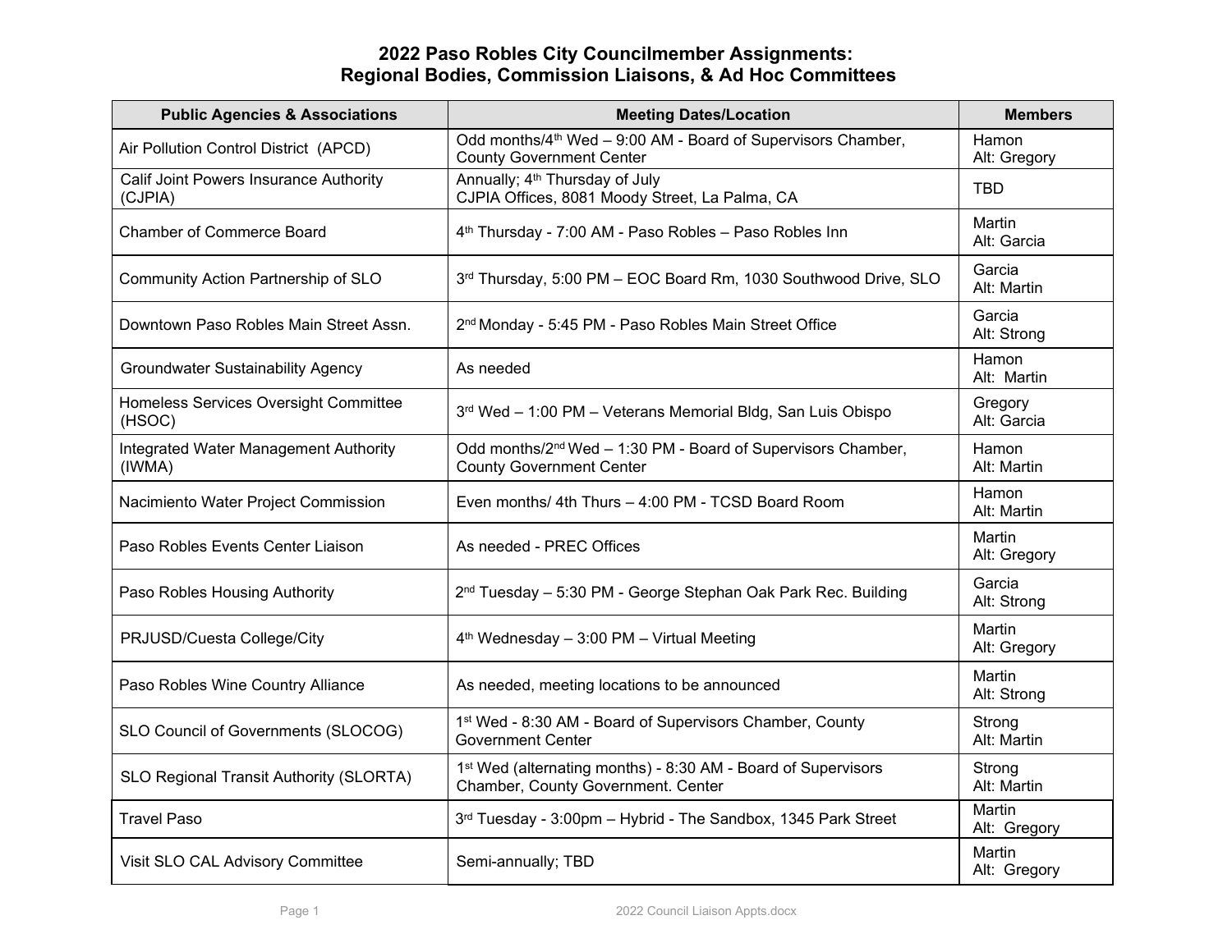# 2022 Paso Robles City Councilmember Assignments: Regional Bodies, Commission Liaisons, & Ad Hoc Committees

| Public Agencies & Associations | Meeting Dates/Location | Members |
|---|---|---|
| Air Pollution Control District (APCD) | Odd months/4th Wed – 9:00 AM - Board of Supervisors Chamber, County Government Center | Hamon<br>Alt: Gregory |
| Calif Joint Powers Insurance Authority (CJPIA) | Annually; 4th Thursday of July<br>CJPIA Offices, 8081 Moody Street, La Palma, CA | TBD |
| Chamber of Commerce Board | 4th Thursday - 7:00 AM - Paso Robles – Paso Robles Inn | Martin<br>Alt: Garcia |
| Community Action Partnership of SLO | 3rd Thursday, 5:00 PM – EOC Board Rm, 1030 Southwood Drive, SLO | Garcia<br>Alt: Martin |
| Downtown Paso Robles Main Street Assn. | 2nd Monday - 5:45 PM - Paso Robles Main Street Office | Garcia<br>Alt: Strong |
| Groundwater Sustainability Agency | As needed | Hamon<br>Alt: Martin |
| Homeless Services Oversight Committee (HSOC) | 3rd Wed – 1:00 PM – Veterans Memorial Bldg, San Luis Obispo | Gregory<br>Alt: Garcia |
| Integrated Water Management Authority (IWMA) | Odd months/2nd Wed – 1:30 PM - Board of Supervisors Chamber, County Government Center | Hamon<br>Alt: Martin |
| Nacimiento Water Project Commission | Even months/ 4th Thurs – 4:00 PM - TCSD Board Room | Hamon<br>Alt: Martin |
| Paso Robles Events Center Liaison | As needed - PREC Offices | Martin<br>Alt: Gregory |
| Paso Robles Housing Authority | 2nd Tuesday – 5:30 PM - George Stephan Oak Park Rec. Building | Garcia<br>Alt: Strong |
| PRJUSD/Cuesta College/City | 4th Wednesday – 3:00 PM – Virtual Meeting | Martin<br>Alt: Gregory |
| Paso Robles Wine Country Alliance | As needed, meeting locations to be announced | Martin<br>Alt: Strong |
| SLO Council of Governments (SLOCOG) | 1st Wed - 8:30 AM - Board of Supervisors Chamber, County Government Center | Strong<br>Alt: Martin |
| SLO Regional Transit Authority (SLORTA) | 1st Wed (alternating months) - 8:30 AM - Board of Supervisors Chamber, County Government. Center | Strong<br>Alt: Martin |
| Travel Paso | 3rd Tuesday - 3:00pm – Hybrid - The Sandbox, 1345 Park Street | Martin<br>Alt: Gregory |
| Visit SLO CAL Advisory Committee | Semi-annually; TBD | Martin<br>Alt: Gregory |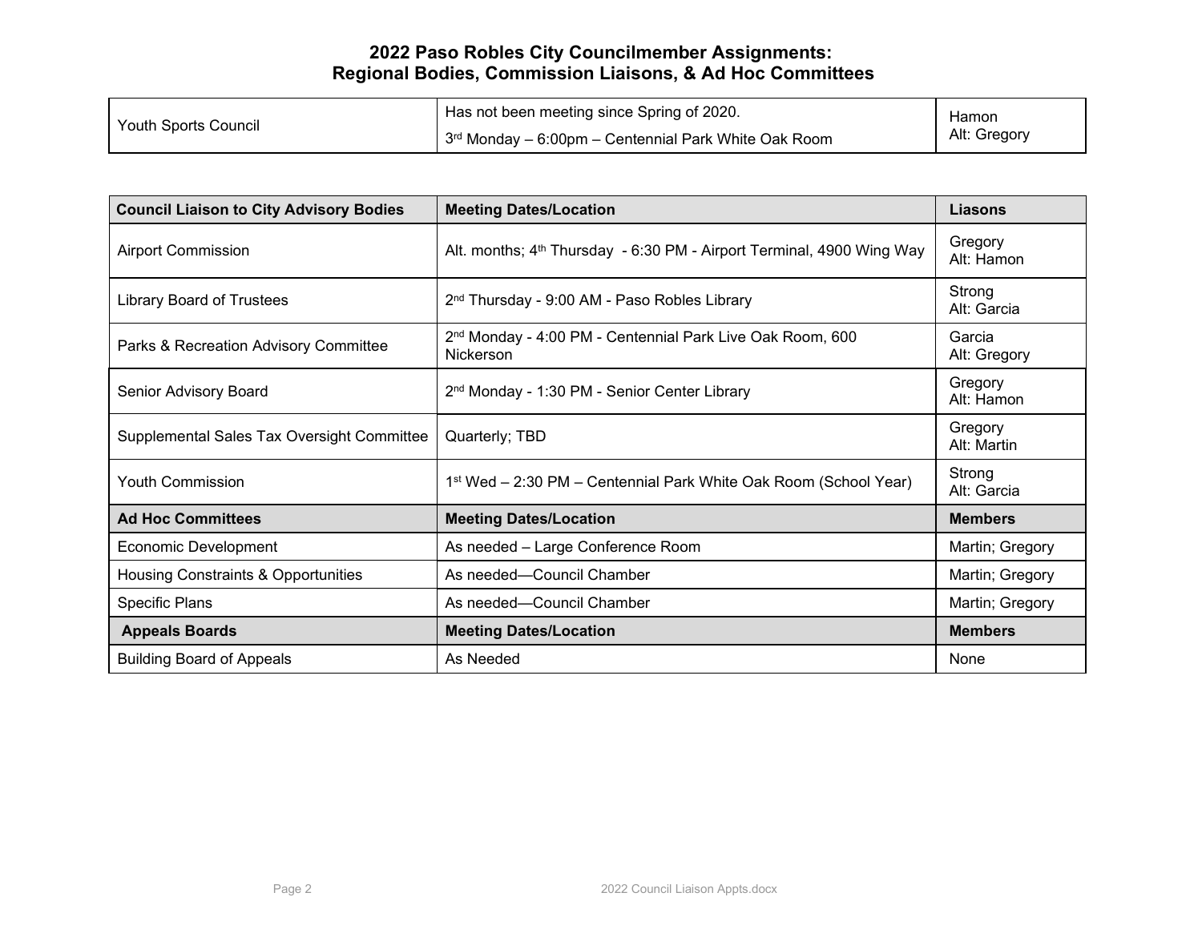## 2022 Paso Robles City Councilmember Assignments: Regional Bodies, Commission Liaisons, & Ad Hoc Committees

| | | |
|---|---|---|
| Youth Sports Council | Has not been meeting since Spring of 2020.<br>3rd Monday – 6:00pm – Centennial Park White Oak Room | Hamon<br>Alt: Gregory |

| **Council Liaison to City Advisory Bodies** | **Meeting Dates/Location** | **Liasons** |
|---|---|---|
| Airport Commission | Alt. months; 4th Thursday - 6:30 PM - Airport Terminal, 4900 Wing Way | Gregory<br>Alt: Hamon |
| Library Board of Trustees | 2nd Thursday - 9:00 AM - Paso Robles Library | Strong<br>Alt: Garcia |
| Parks & Recreation Advisory Committee | 2nd Monday - 4:00 PM - Centennial Park Live Oak Room, 600 Nickerson | Garcia<br>Alt: Gregory |
| Senior Advisory Board | 2nd Monday - 1:30 PM - Senior Center Library | Gregory<br>Alt: Hamon |
| Supplemental Sales Tax Oversight Committee | Quarterly; TBD | Gregory<br>Alt: Martin |
| Youth Commission | 1st Wed – 2:30 PM – Centennial Park White Oak Room (School Year) | Strong<br>Alt: Garcia |
| **Ad Hoc Committees** | **Meeting Dates/Location** | **Members** |
| Economic Development | As needed – Large Conference Room | Martin; Gregory |
| Housing Constraints & Opportunities | As needed—Council Chamber | Martin; Gregory |
| Specific Plans | As needed—Council Chamber | Martin; Gregory |
| **Appeals Boards** | **Meeting Dates/Location** | **Members** |
| Building Board of Appeals | As Needed | None |